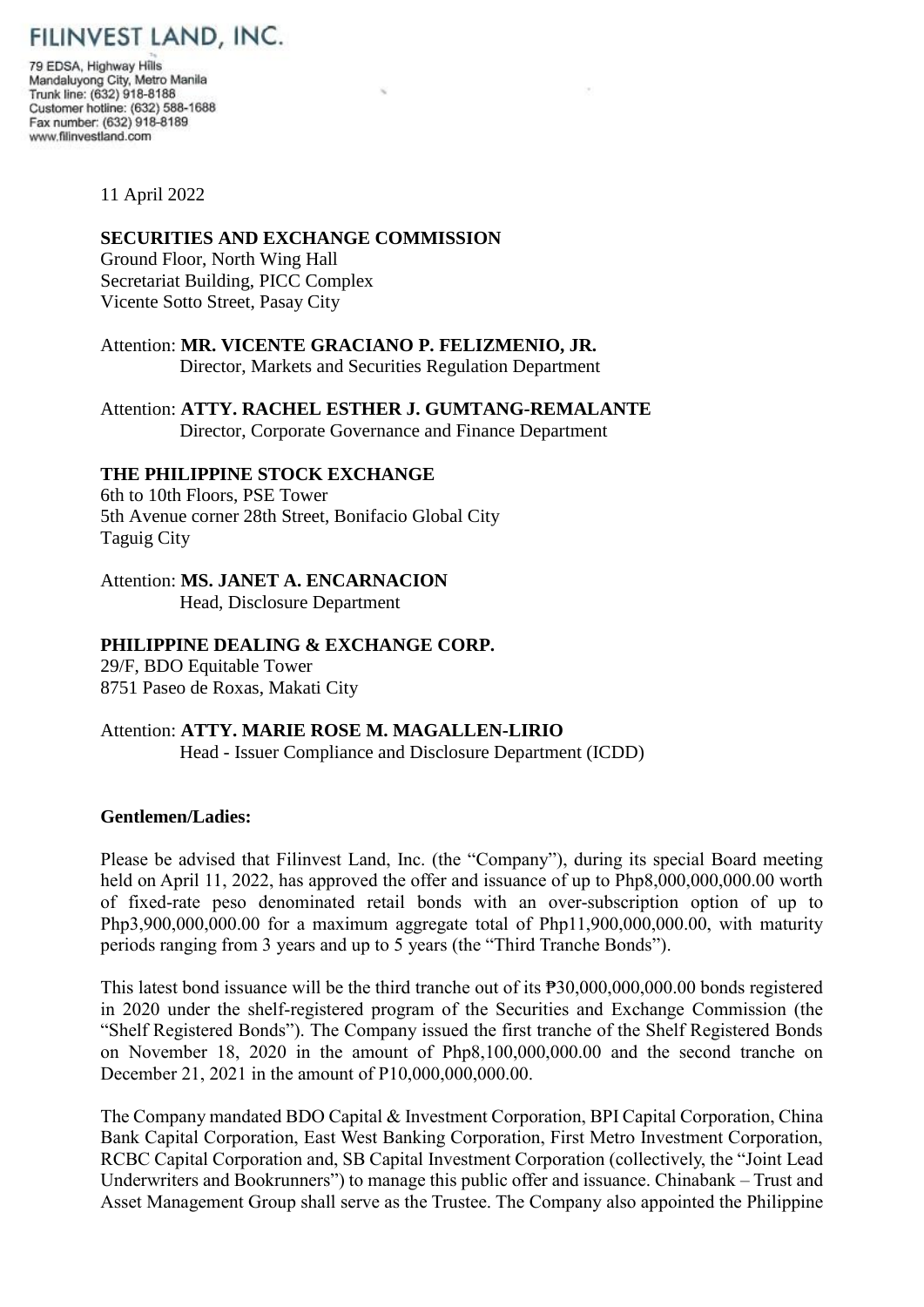# FILINVEST LAND, INC.

79 EDSA, Highway Hills
Mandaluyong City, Metro Manila
Trunk line: (632) 918-8188
Customer hotline: (632) 588-1688
Fax number: (632) 918-8189
www.filinvestland.com

11 April 2022

**SECURITIES AND EXCHANGE COMMISSION**
Ground Floor, North Wing Hall
Secretariat Building, PICC Complex
Vicente Sotto Street, Pasay City

Attention: **MR. VICENTE GRACIANO P. FELIZMENIO, JR.**
Director, Markets and Securities Regulation Department

Attention: **ATTY. RACHEL ESTHER J. GUMTANG-REMALANTE**
Director, Corporate Governance and Finance Department

**THE PHILIPPINE STOCK EXCHANGE**
6th to 10th Floors, PSE Tower
5th Avenue corner 28th Street, Bonifacio Global City
Taguig City

Attention: **MS. JANET A. ENCARNACION**
Head, Disclosure Department

**PHILIPPINE DEALING & EXCHANGE CORP.**
29/F, BDO Equitable Tower
8751 Paseo de Roxas, Makati City

Attention: **ATTY. MARIE ROSE M. MAGALLEN-LIRIO**
Head - Issuer Compliance and Disclosure Department (ICDD)

**Gentlemen/Ladies:**

Please be advised that Filinvest Land, Inc. (the "Company"), during its special Board meeting held on April 11, 2022, has approved the offer and issuance of up to Php8,000,000,000.00 worth of fixed-rate peso denominated retail bonds with an over-subscription option of up to Php3,900,000,000.00 for a maximum aggregate total of Php11,900,000,000.00, with maturity periods ranging from 3 years and up to 5 years (the "Third Tranche Bonds").

This latest bond issuance will be the third tranche out of its ₱30,000,000,000.00 bonds registered in 2020 under the shelf-registered program of the Securities and Exchange Commission (the "Shelf Registered Bonds"). The Company issued the first tranche of the Shelf Registered Bonds on November 18, 2020 in the amount of Php8,100,000,000.00 and the second tranche on December 21, 2021 in the amount of P10,000,000,000.00.

The Company mandated BDO Capital & Investment Corporation, BPI Capital Corporation, China Bank Capital Corporation, East West Banking Corporation, First Metro Investment Corporation, RCBC Capital Corporation and, SB Capital Investment Corporation (collectively, the "Joint Lead Underwriters and Bookrunners") to manage this public offer and issuance. Chinabank – Trust and Asset Management Group shall serve as the Trustee. The Company also appointed the Philippine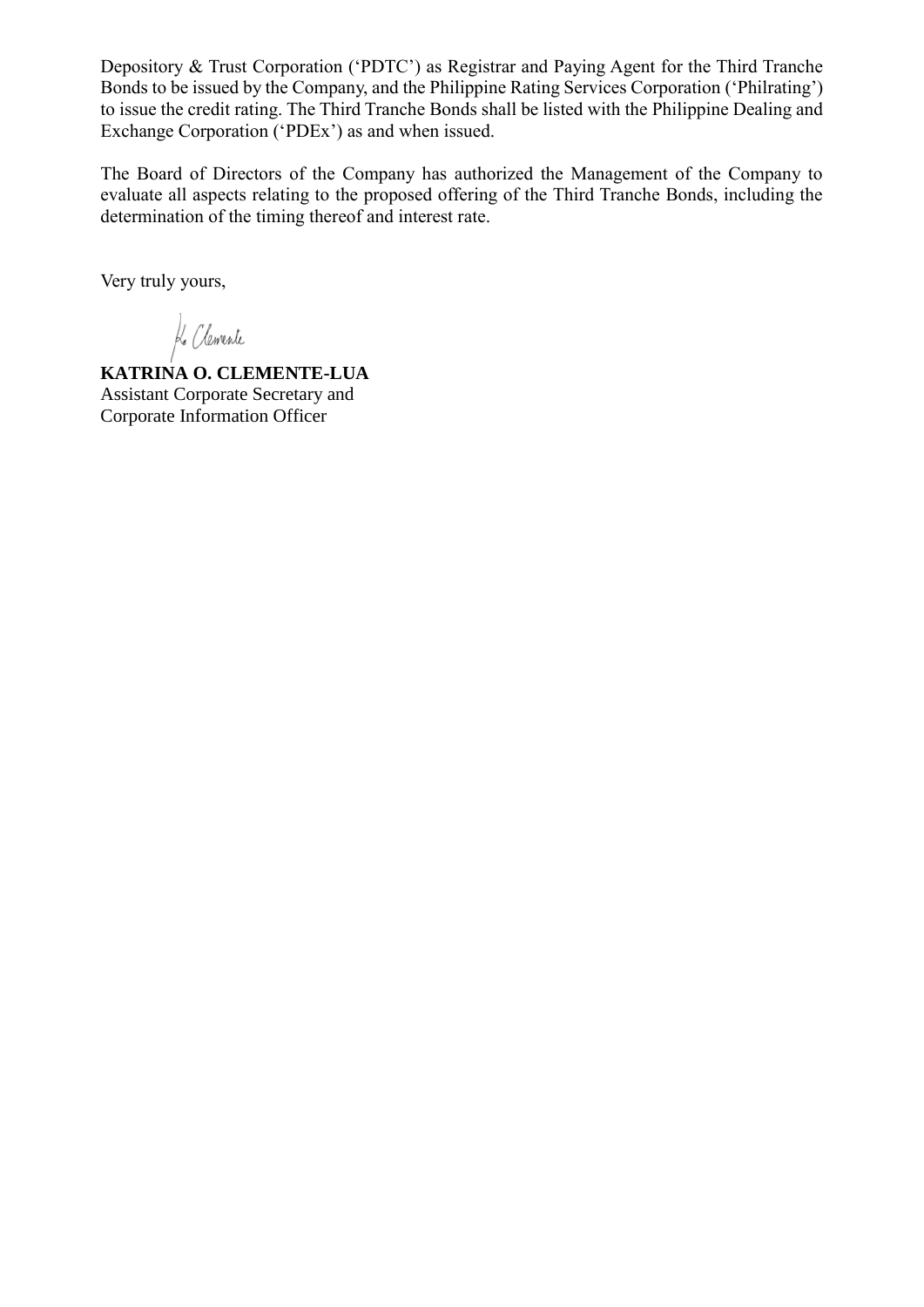Depository & Trust Corporation ('PDTC') as Registrar and Paying Agent for the Third Tranche Bonds to be issued by the Company, and the Philippine Rating Services Corporation ('Philrating') to issue the credit rating. The Third Tranche Bonds shall be listed with the Philippine Dealing and Exchange Corporation ('PDEx') as and when issued.

The Board of Directors of the Company has authorized the Management of the Company to evaluate all aspects relating to the proposed offering of the Third Tranche Bonds, including the determination of the timing thereof and interest rate.

Very truly yours,

**KATRINA O. CLEMENTE-LUA**
Assistant Corporate Secretary and
Corporate Information Officer